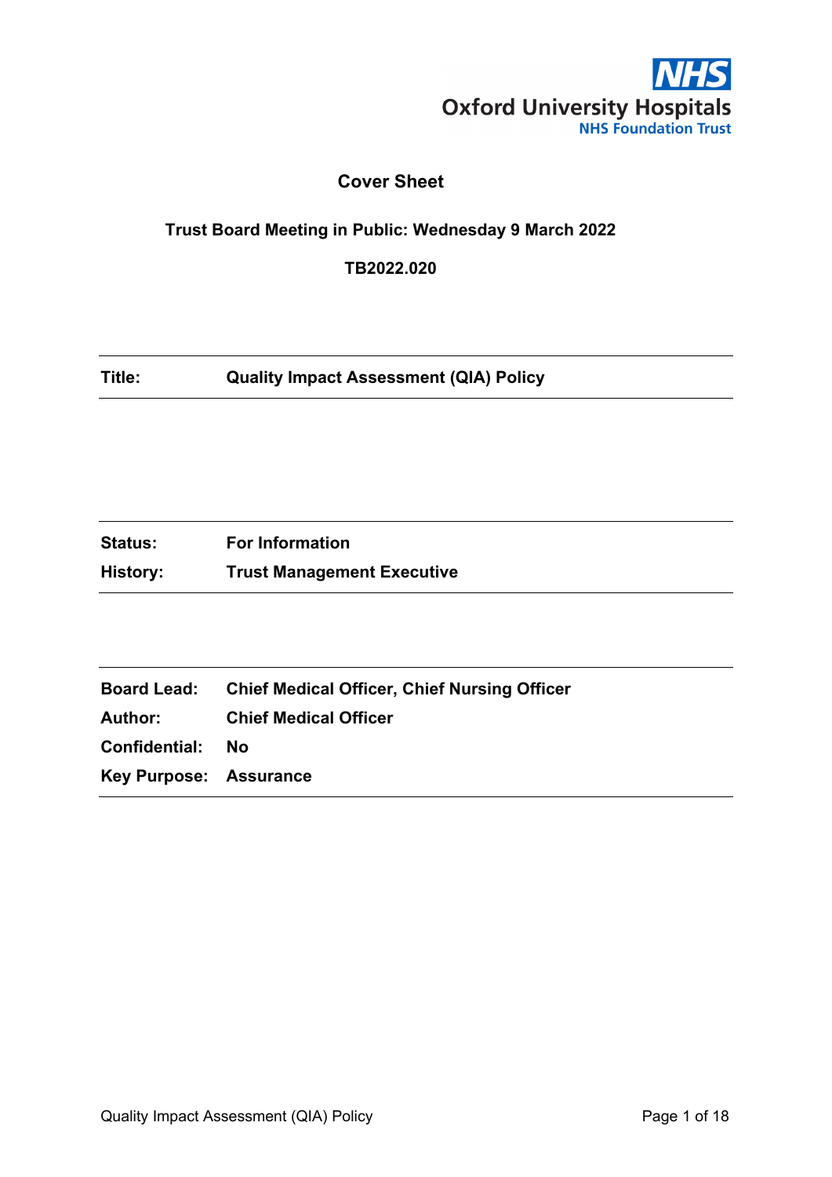Oxford University Hospitals
NHS Foundation Trust

# Cover Sheet

## Trust Board Meeting in Public: Wednesday 9 March 2022

**TB2022.020**

| | |
|---|---|
| **Title:** | **Quality Impact Assessment (QIA) Policy** |

| | |
|---|---|
| **Status:** | **For Information** |
| **History:** | **Trust Management Executive** |

| | |
|---|---|
| **Board Lead:** | **Chief Medical Officer, Chief Nursing Officer** |
| **Author:** | **Chief Medical Officer** |
| **Confidential:** | **No** |
| **Key Purpose:** | **Assurance** |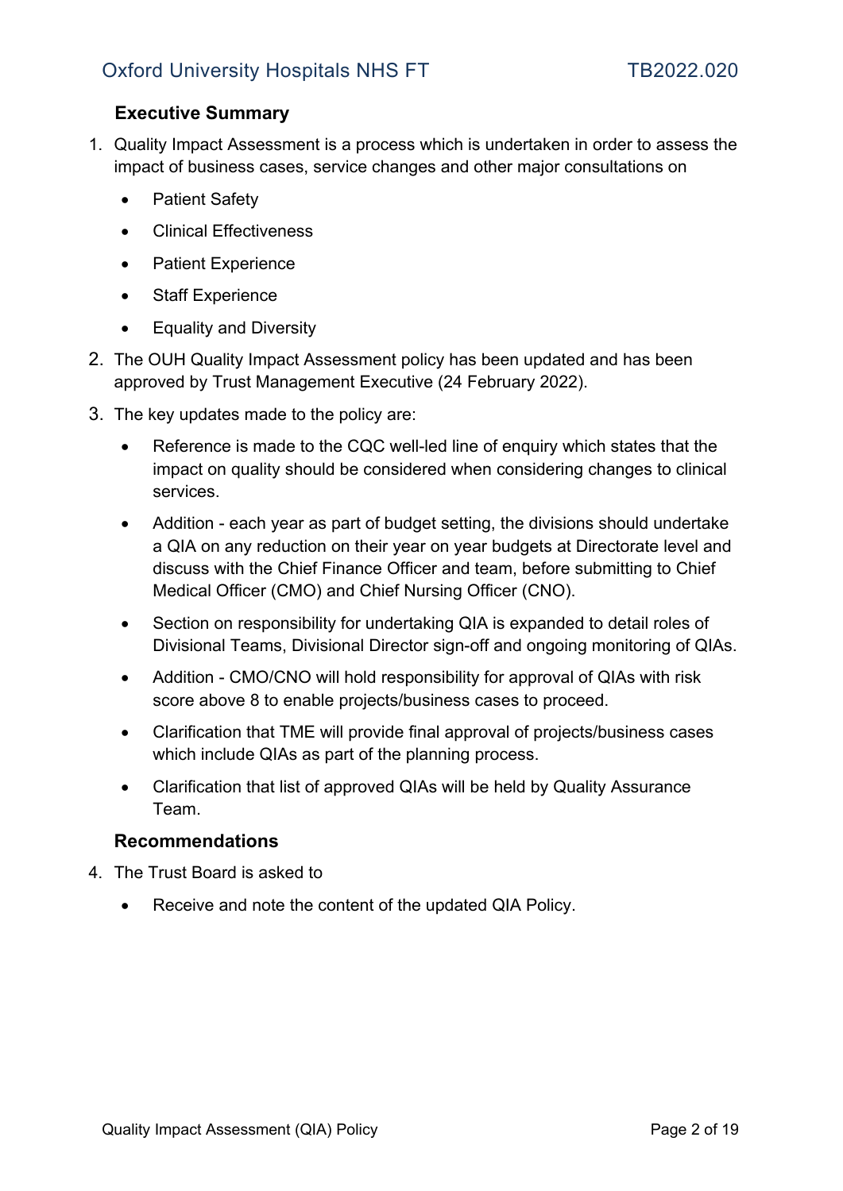## Executive Summary

1. Quality Impact Assessment is a process which is undertaken in order to assess the impact of business cases, service changes and other major consultations on
   - Patient Safety
   - Clinical Effectiveness
   - Patient Experience
   - Staff Experience
   - Equality and Diversity
2. The OUH Quality Impact Assessment policy has been updated and has been approved by Trust Management Executive (24 February 2022).
3. The key updates made to the policy are:
   - Reference is made to the CQC well-led line of enquiry which states that the impact on quality should be considered when considering changes to clinical services.
   - Addition - each year as part of budget setting, the divisions should undertake a QIA on any reduction on their year on year budgets at Directorate level and discuss with the Chief Finance Officer and team, before submitting to Chief Medical Officer (CMO) and Chief Nursing Officer (CNO).
   - Section on responsibility for undertaking QIA is expanded to detail roles of Divisional Teams, Divisional Director sign-off and ongoing monitoring of QIAs.
   - Addition - CMO/CNO will hold responsibility for approval of QIAs with risk score above 8 to enable projects/business cases to proceed.
   - Clarification that TME will provide final approval of projects/business cases which include QIAs as part of the planning process.
   - Clarification that list of approved QIAs will be held by Quality Assurance Team.

## Recommendations

4. The Trust Board is asked to
   - Receive and note the content of the updated QIA Policy.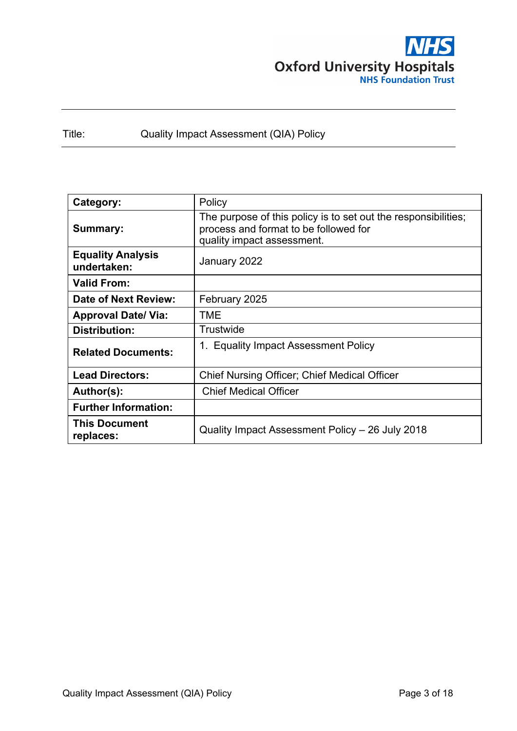Oxford University Hospitals NHS Foundation Trust

Title: Quality Impact Assessment (QIA) Policy

| **Category:** | Policy |
|---|---|
| **Summary:** | The purpose of this policy is to set out the responsibilities; process and format to be followed for quality impact assessment. |
| **Equality Analysis undertaken:** | January 2022 |
| **Valid From:** | |
| **Date of Next Review:** | February 2025 |
| **Approval Date/ Via:** | TME |
| **Distribution:** | Trustwide |
| **Related Documents:** | 1. Equality Impact Assessment Policy |
| **Lead Directors:** | Chief Nursing Officer; Chief Medical Officer |
| **Author(s):** | Chief Medical Officer |
| **Further Information:** | |
| **This Document replaces:** | Quality Impact Assessment Policy – 26 July 2018 |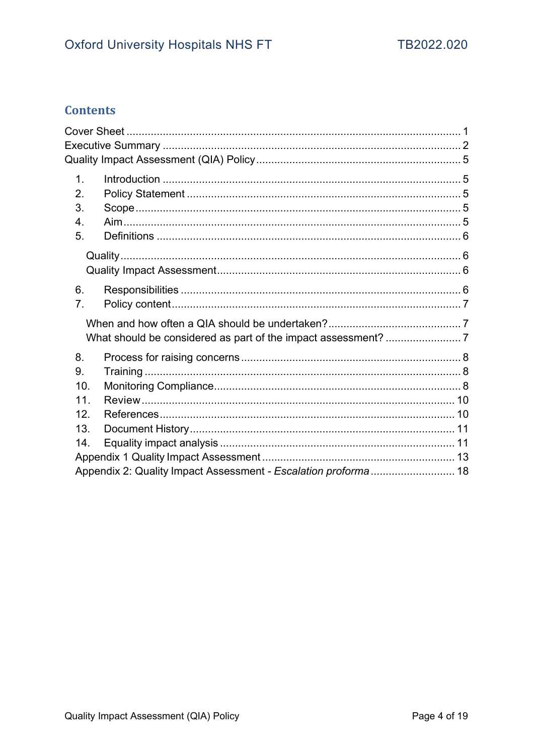## Contents

Cover Sheet ..... 1
Executive Summary ..... 2
Quality Impact Assessment (QIA) Policy ..... 5

1. Introduction ..... 5
2. Policy Statement ..... 5
3. Scope ..... 5
4. Aim ..... 5
5. Definitions ..... 6
   - Quality ..... 6
   - Quality Impact Assessment ..... 6
6. Responsibilities ..... 6
7. Policy content ..... 7
   - When and how often a QIA should be undertaken? ..... 7
   - What should be considered as part of the impact assessment? ..... 7
8. Process for raising concerns ..... 8
9. Training ..... 8
10. Monitoring Compliance ..... 8
11. Review ..... 10
12. References ..... 10
13. Document History ..... 11
14. Equality impact analysis ..... 11

Appendix 1 Quality Impact Assessment ..... 13
Appendix 2: Quality Impact Assessment - *Escalation proforma* ..... 18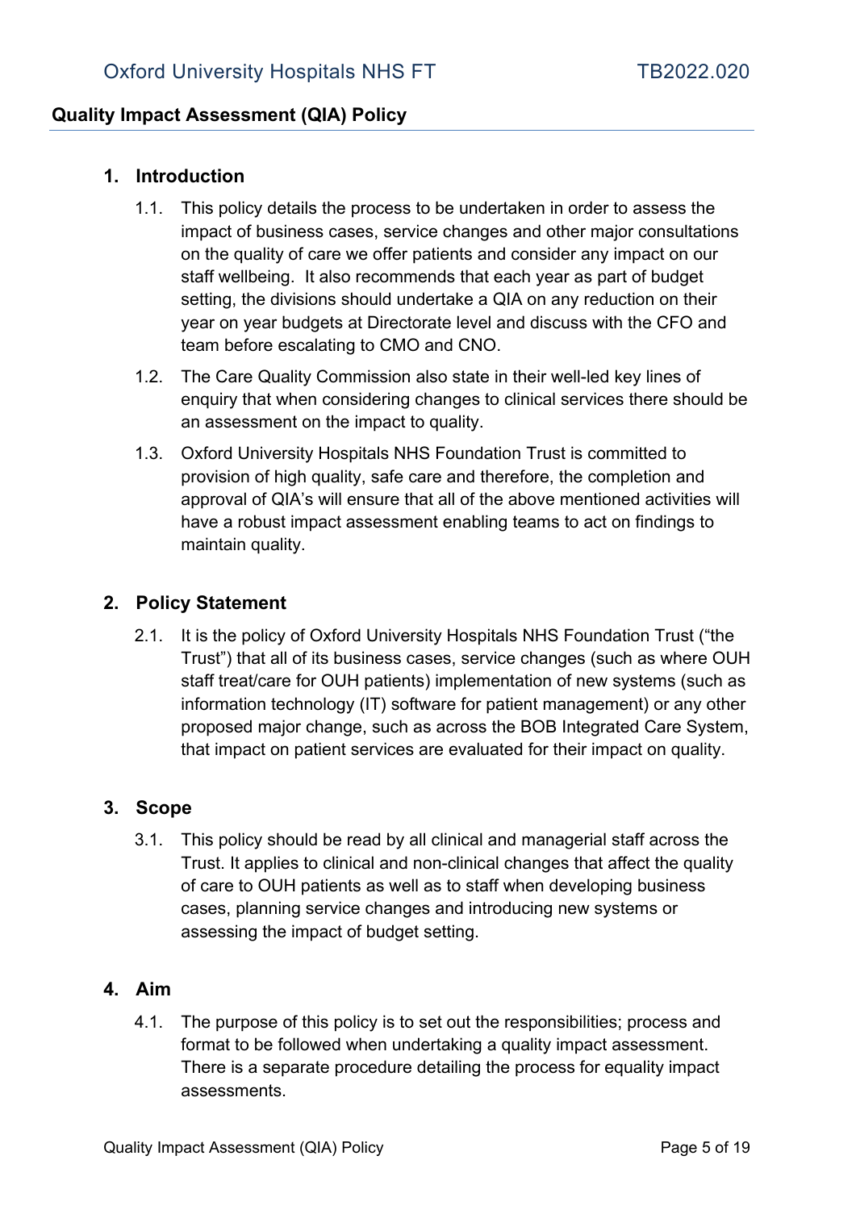## 1. Introduction

1.1. This policy details the process to be undertaken in order to assess the impact of business cases, service changes and other major consultations on the quality of care we offer patients and consider any impact on our staff wellbeing. It also recommends that each year as part of budget setting, the divisions should undertake a QIA on any reduction on their year on year budgets at Directorate level and discuss with the CFO and team before escalating to CMO and CNO.

1.2. The Care Quality Commission also state in their well-led key lines of enquiry that when considering changes to clinical services there should be an assessment on the impact to quality.

1.3. Oxford University Hospitals NHS Foundation Trust is committed to provision of high quality, safe care and therefore, the completion and approval of QIA's will ensure that all of the above mentioned activities will have a robust impact assessment enabling teams to act on findings to maintain quality.

## 2. Policy Statement

2.1. It is the policy of Oxford University Hospitals NHS Foundation Trust ("the Trust") that all of its business cases, service changes (such as where OUH staff treat/care for OUH patients) implementation of new systems (such as information technology (IT) software for patient management) or any other proposed major change, such as across the BOB Integrated Care System, that impact on patient services are evaluated for their impact on quality.

## 3. Scope

3.1. This policy should be read by all clinical and managerial staff across the Trust. It applies to clinical and non-clinical changes that affect the quality of care to OUH patients as well as to staff when developing business cases, planning service changes and introducing new systems or assessing the impact of budget setting.

## 4. Aim

4.1. The purpose of this policy is to set out the responsibilities; process and format to be followed when undertaking a quality impact assessment. There is a separate procedure detailing the process for equality impact assessments.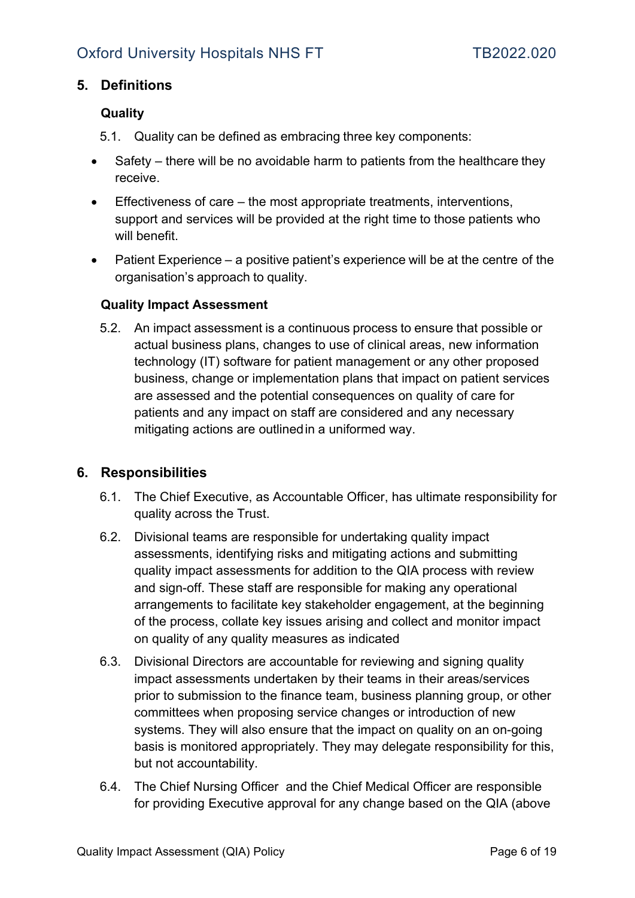## 5. Definitions

### Quality

5.1. Quality can be defined as embracing three key components:

- Safety – there will be no avoidable harm to patients from the healthcare they receive.
- Effectiveness of care – the most appropriate treatments, interventions, support and services will be provided at the right time to those patients who will benefit.
- Patient Experience – a positive patient's experience will be at the centre of the organisation's approach to quality.

### Quality Impact Assessment

5.2. An impact assessment is a continuous process to ensure that possible or actual business plans, changes to use of clinical areas, new information technology (IT) software for patient management or any other proposed business, change or implementation plans that impact on patient services are assessed and the potential consequences on quality of care for patients and any impact on staff are considered and any necessary mitigating actions are outlined in a uniformed way.

## 6. Responsibilities

6.1. The Chief Executive, as Accountable Officer, has ultimate responsibility for quality across the Trust.

6.2. Divisional teams are responsible for undertaking quality impact assessments, identifying risks and mitigating actions and submitting quality impact assessments for addition to the QIA process with review and sign-off. These staff are responsible for making any operational arrangements to facilitate key stakeholder engagement, at the beginning of the process, collate key issues arising and collect and monitor impact on quality of any quality measures as indicated

6.3. Divisional Directors are accountable for reviewing and signing quality impact assessments undertaken by their teams in their areas/services prior to submission to the finance team, business planning group, or other committees when proposing service changes or introduction of new systems. They will also ensure that the impact on quality on an on-going basis is monitored appropriately. They may delegate responsibility for this, but not accountability.

6.4. The Chief Nursing Officer and the Chief Medical Officer are responsible for providing Executive approval for any change based on the QIA (above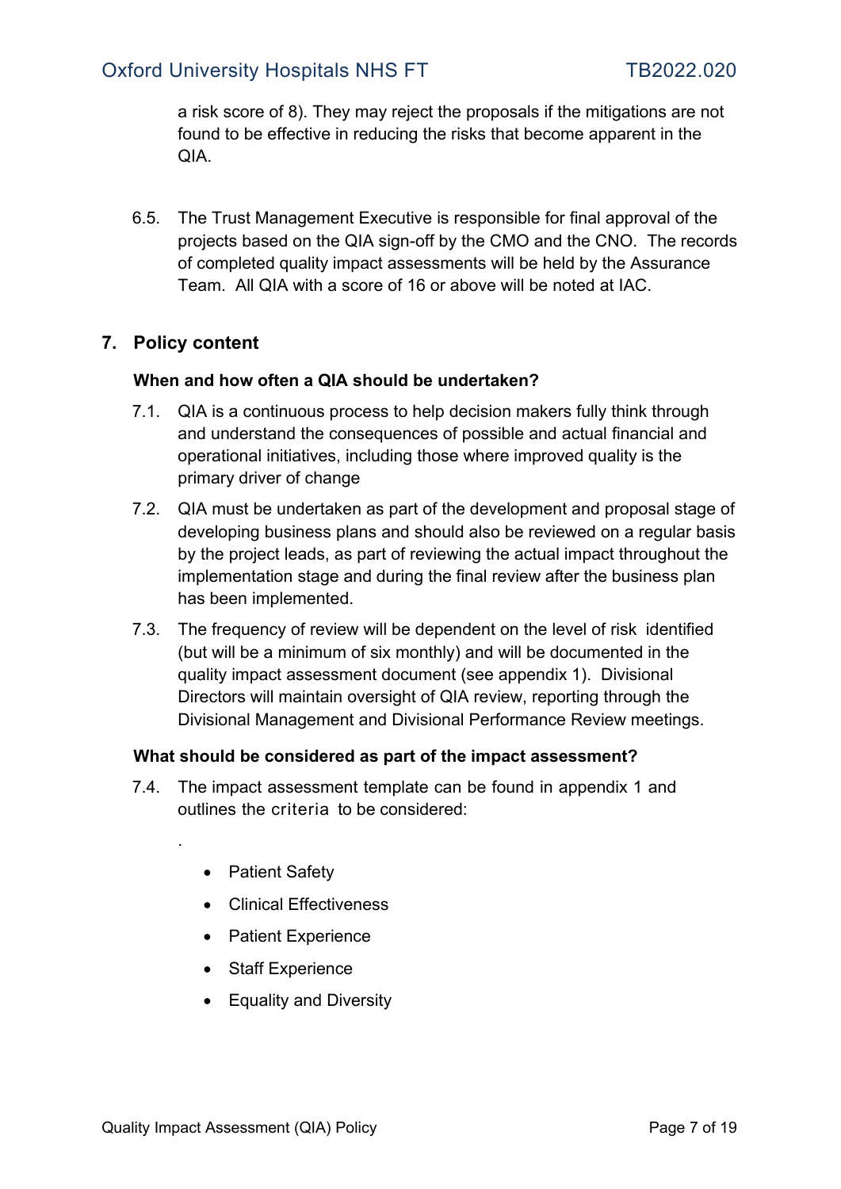a risk score of 8). They may reject the proposals if the mitigations are not found to be effective in reducing the risks that become apparent in the QIA.

6.5. The Trust Management Executive is responsible for final approval of the projects based on the QIA sign-off by the CMO and the CNO. The records of completed quality impact assessments will be held by the Assurance Team. All QIA with a score of 16 or above will be noted at IAC.

## 7. Policy content

### When and how often a QIA should be undertaken?

7.1. QIA is a continuous process to help decision makers fully think through and understand the consequences of possible and actual financial and operational initiatives, including those where improved quality is the primary driver of change

7.2. QIA must be undertaken as part of the development and proposal stage of developing business plans and should also be reviewed on a regular basis by the project leads, as part of reviewing the actual impact throughout the implementation stage and during the final review after the business plan has been implemented.

7.3. The frequency of review will be dependent on the level of risk identified (but will be a minimum of six monthly) and will be documented in the quality impact assessment document (see appendix 1). Divisional Directors will maintain oversight of QIA review, reporting through the Divisional Management and Divisional Performance Review meetings.

### What should be considered as part of the impact assessment?

7.4. The impact assessment template can be found in appendix 1 and outlines the criteria to be considered:

.

- Patient Safety
- Clinical Effectiveness
- Patient Experience
- Staff Experience
- Equality and Diversity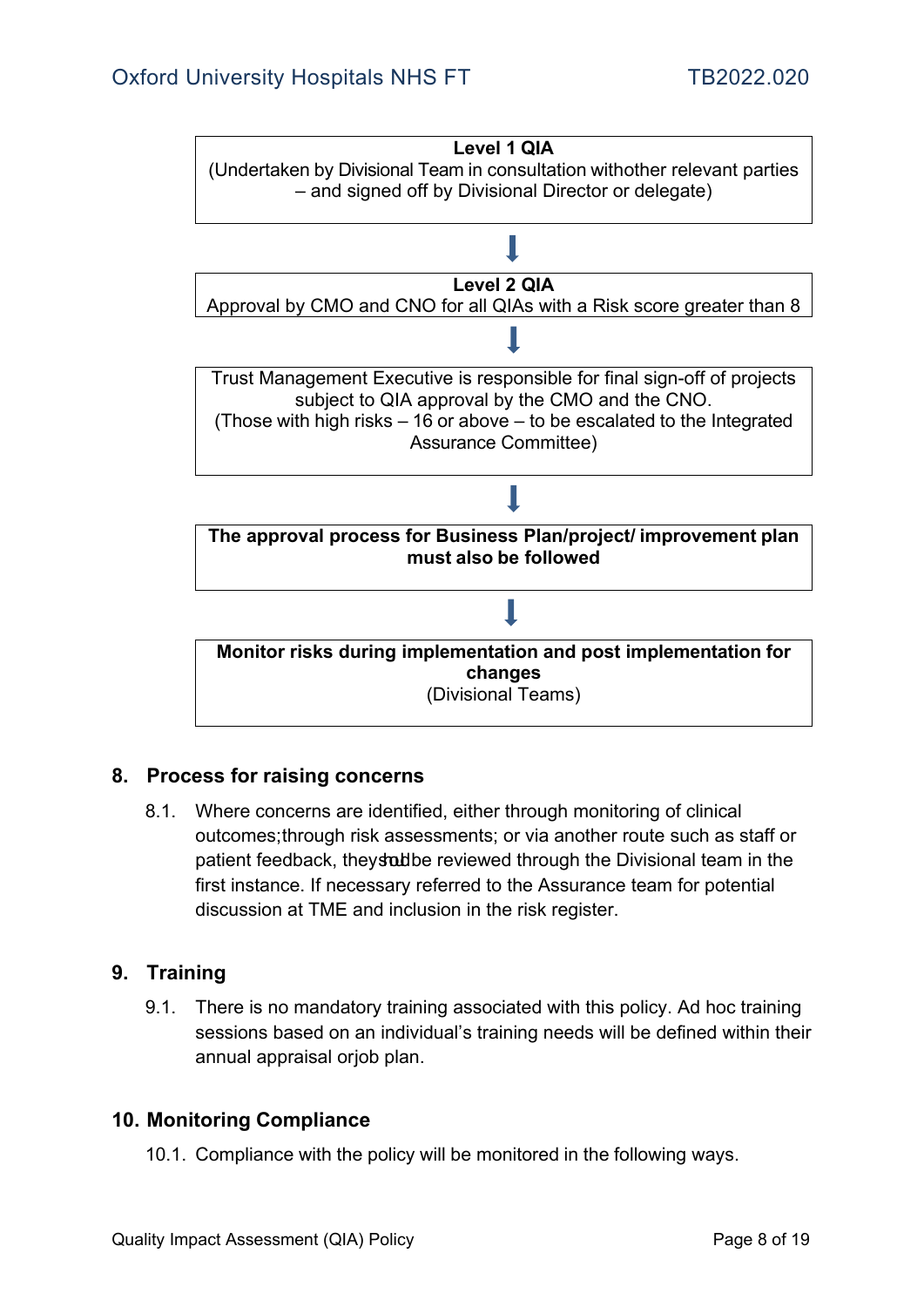**Level 1 QIA**
(Undertaken by Divisional Team in consultation withother relevant parties – and signed off by Divisional Director or delegate)

↓

**Level 2 QIA**
Approval by CMO and CNO for all QIAs with a Risk score greater than 8

↓

Trust Management Executive is responsible for final sign-off of projects subject to QIA approval by the CMO and the CNO.
(Those with high risks – 16 or above – to be escalated to the Integrated Assurance Committee)

↓

**The approval process for Business Plan/project/ improvement plan must also be followed**

↓

**Monitor risks during implementation and post implementation for changes**
(Divisional Teams)

## 8. Process for raising concerns

8.1. Where concerns are identified, either through monitoring of clinical outcomes;through risk assessments; or via another route such as staff or patient feedback, they should be reviewed through the Divisional team in the first instance. If necessary referred to the Assurance team for potential discussion at TME and inclusion in the risk register.

## 9. Training

9.1. There is no mandatory training associated with this policy. Ad hoc training sessions based on an individual's training needs will be defined within their annual appraisal orjob plan.

## 10. Monitoring Compliance

10.1. Compliance with the policy will be monitored in the following ways.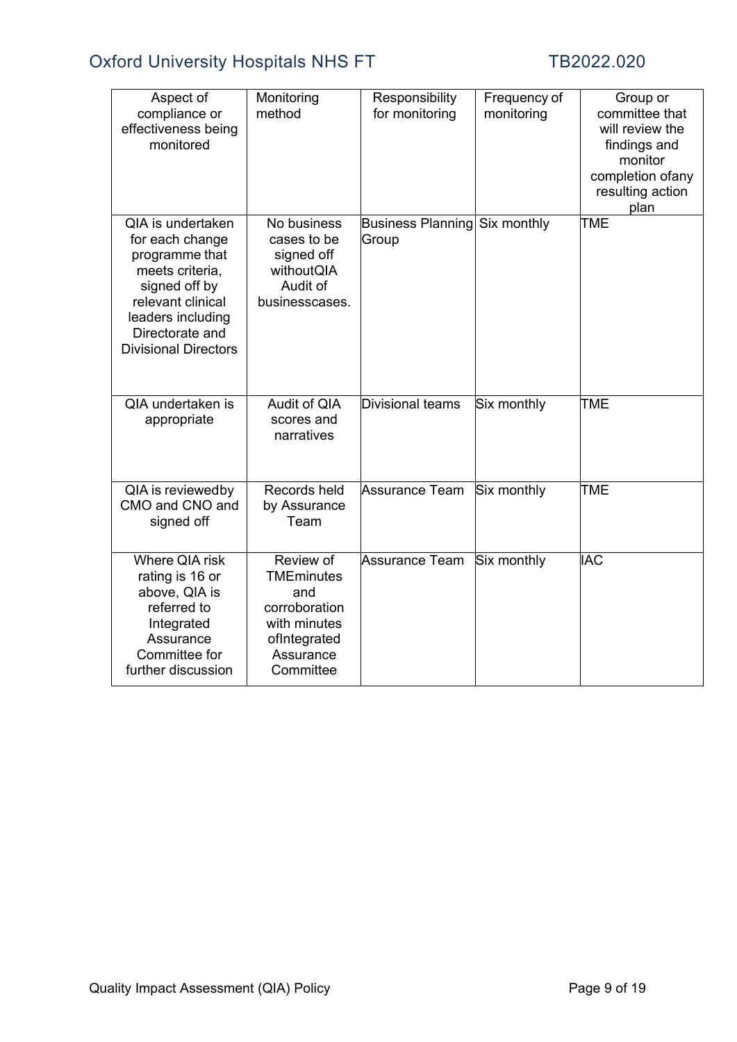| Aspect of compliance or effectiveness being monitored | Monitoring method | Responsibility for monitoring | Frequency of monitoring | Group or committee that will review the findings and monitor completion ofany resulting action plan |
|---|---|---|---|---|
| QIA is undertaken for each change programme that meets criteria, signed off by relevant clinical leaders including Directorate and Divisional Directors | No business cases to be signed off withoutQIA Audit of businesscases. | Business Planning Group | Six monthly | TME |
| QIA undertaken is appropriate | Audit of QIA scores and narratives | Divisional teams | Six monthly | TME |
| QIA is reviewedby CMO and CNO and signed off | Records held by Assurance Team | Assurance Team | Six monthly | TME |
| Where QIA risk rating is 16 or above, QIA is referred to Integrated Assurance Committee for further discussion | Review of TMEminutes and corroboration with minutes ofIntegrated Assurance Committee | Assurance Team | Six monthly | IAC |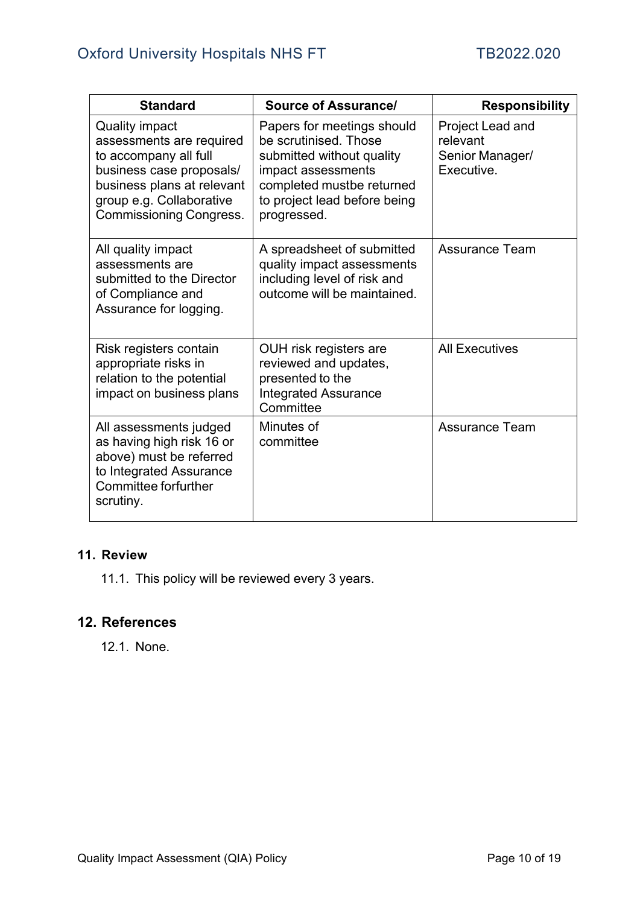| Standard | Source of Assurance/ | Responsibility |
|---|---|---|
| Quality impact assessments are required to accompany all full business case proposals/ business plans at relevant group e.g. Collaborative Commissioning Congress. | Papers for meetings should be scrutinised. Those submitted without quality impact assessments completed mustbe returned to project lead before being progressed. | Project Lead and relevant Senior Manager/ Executive. |
| All quality impact assessments are submitted to the Director of Compliance and Assurance for logging. | A spreadsheet of submitted quality impact assessments including level of risk and outcome will be maintained. | Assurance Team |
| Risk registers contain appropriate risks in relation to the potential impact on business plans | OUH risk registers are reviewed and updates, presented to the Integrated Assurance Committee | All Executives |
| All assessments judged as having high risk 16 or above) must be referred to Integrated Assurance Committee forfurther scrutiny. | Minutes of committee | Assurance Team |

## 11. Review

11.1. This policy will be reviewed every 3 years.

## 12. References

12.1. None.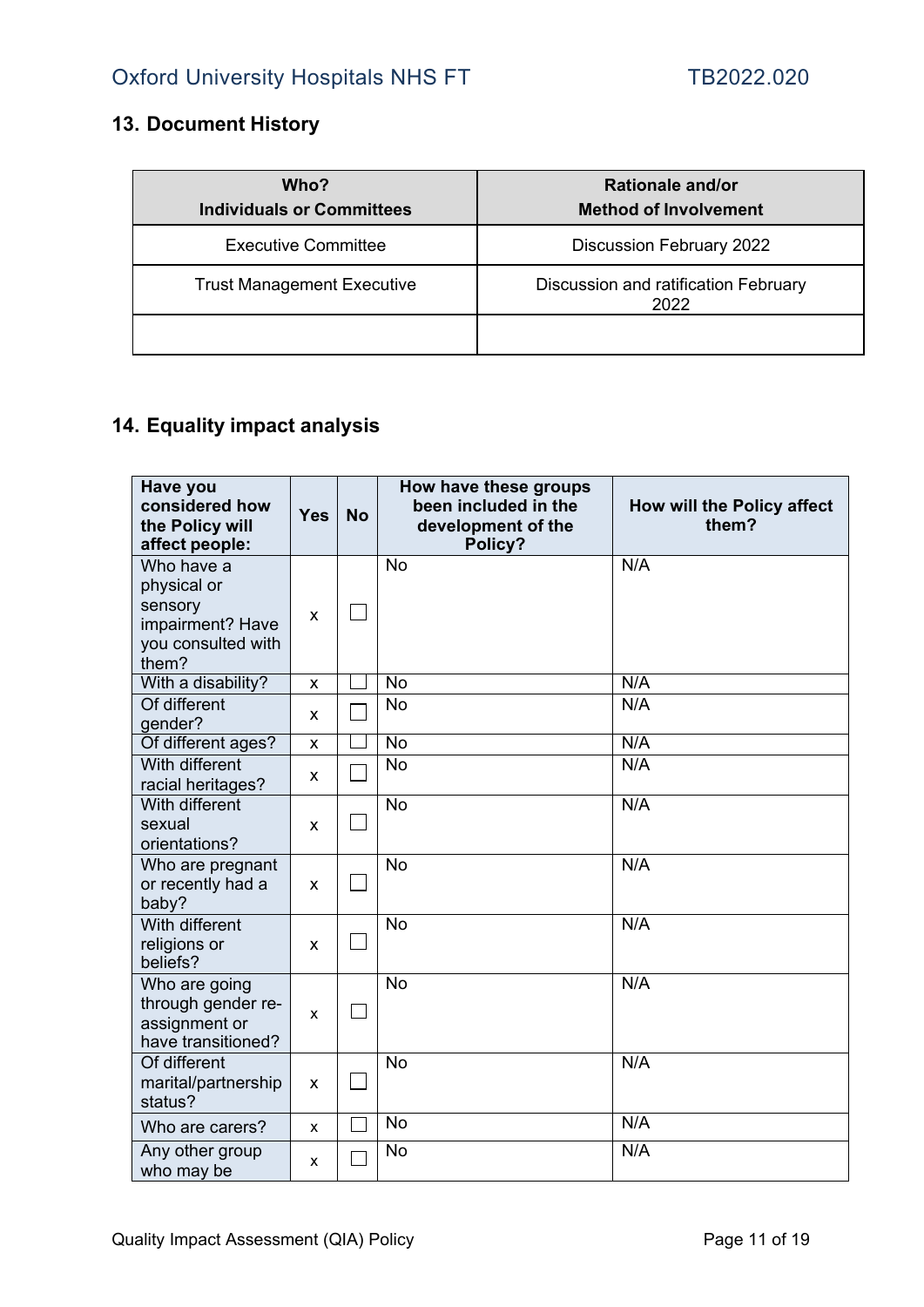## 13. Document History

| Who?<br>Individuals or Committees | Rationale and/or<br>Method of Involvement |
|---|---|
| Executive Committee | Discussion February 2022 |
| Trust Management Executive | Discussion and ratification February 2022 |
| | |

## 14. Equality impact analysis

| Have you considered how the Policy will affect people: | Yes | No | How have these groups been included in the development of the Policy? | How will the Policy affect them? |
|---|---|---|---|---|
| Who have a physical or sensory impairment? Have you consulted with them? | x | ☐ | No | N/A |
| With a disability? | x | ☐ | No | N/A |
| Of different gender? | x | ☐ | No | N/A |
| Of different ages? | x | ☐ | No | N/A |
| With different racial heritages? | x | ☐ | No | N/A |
| With different sexual orientations? | x | ☐ | No | N/A |
| Who are pregnant or recently had a baby? | x | ☐ | No | N/A |
| With different religions or beliefs? | x | ☐ | No | N/A |
| Who are going through gender re-assignment or have transitioned? | x | ☐ | No | N/A |
| Of different marital/partnership status? | x | ☐ | No | N/A |
| Who are carers? | x | ☐ | No | N/A |
| Any other group who may be | x | ☐ | No | N/A |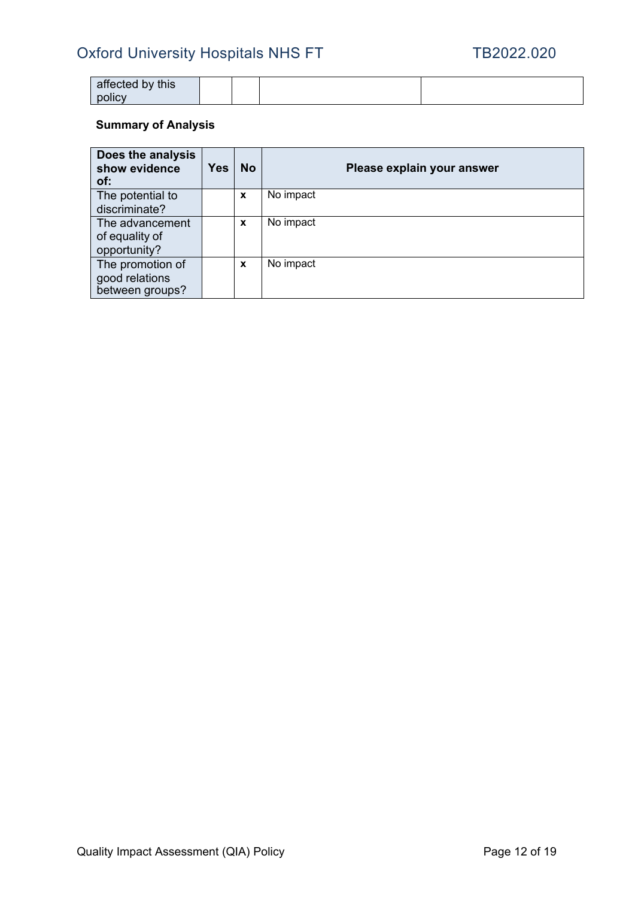| affected by this policy | | | | |
|---|---|---|---|---|

**Summary of Analysis**

| Does the analysis show evidence of: | Yes | No | Please explain your answer |
|---|---|---|---|
| The potential to discriminate? | | x | No impact |
| The advancement of equality of opportunity? | | x | No impact |
| The promotion of good relations between groups? | | x | No impact |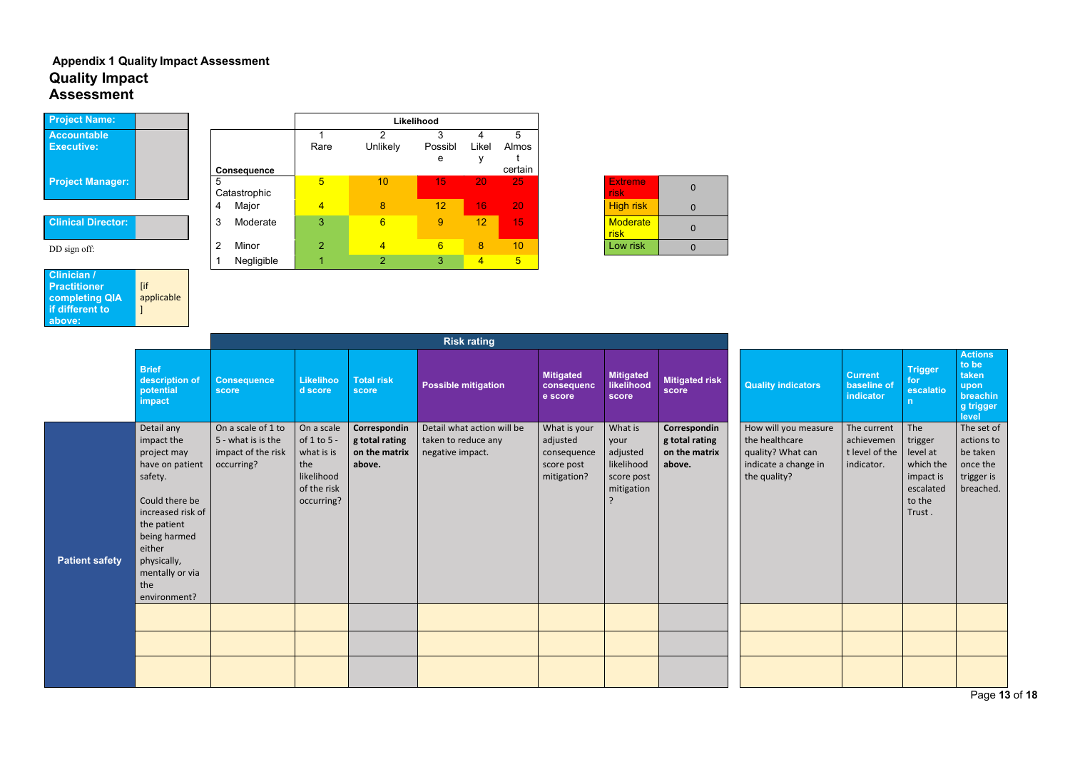**Appendix 1 Quality Impact Assessment**

## Quality Impact Assessment

| | |
|---|---|
| **Project Name:** | |
| **Accountable Executive:** | |
| **Project Manager:** | |

| | |
|---|---|
| **Clinical Director:** | |

DD sign off:

| | |
|---|---|
| **Clinician / Practitioner completing QIA if different to above:** | [if applicable] |

| | Likelihood | | | | |
|---|---|---|---|---|---|
| **Consequence** | 1 Rare | 2 Unlikely | 3 Possible | 4 Likely | 5 Almost certain |
| 5 Catastrophic | 5 | 10 | 15 | 20 | 25 |
| 4 Major | 4 | 8 | 12 | 16 | 20 |
| 3 Moderate | 3 | 6 | 9 | 12 | 15 |
| 2 Minor | 2 | 4 | 6 | 8 | 10 |
| 1 Negligible | 1 | 2 | 3 | 4 | 5 |

| | |
|---|---|
| Extreme risk | 0 |
| High risk | 0 |
| Moderate risk | 0 |
| Low risk | 0 |

| | | Risk rating | | | | | | | | | | |
|---|---|---|---|---|---|---|---|---|---|---|---|---|
| | **Brief description of potential impact** | **Consequence score** | **Likelihood score** | **Total risk score** | **Possible mitigation** | **Mitigated consequence score** | **Mitigated likelihood score** | **Mitigated risk score** | **Quality indicators** | **Current baseline of indicator** | **Trigger for escalation** | **Actions to be taken upon breaching trigger level** |
| **Patient safety** | Detail any impact the project may have on patient safety. Could there be increased risk of the patient being harmed either physically, mentally or via the environment? | On a scale of 1 to 5 - what is is the impact of the risk occurring? | On a scale of 1 to 5 - what is is the likelihood of the risk occurring? | **Corresponding total rating on the matrix above.** | Detail what action will be taken to reduce any negative impact. | What is your adjusted consequence score post mitigation? | What is your adjusted likelihood score post mitigation? | **Corresponding total rating on the matrix above.** | How will you measure the healthcare quality? What can indicate a change in the quality? | The current achievement level of the indicator. | The trigger level at which the impact is escalated to the Trust . | The set of actions to be taken once the trigger is breached. |
| | | | | | | | | | | | | |
| | | | | | | | | | | | | |
| | | | | | | | | | | | | |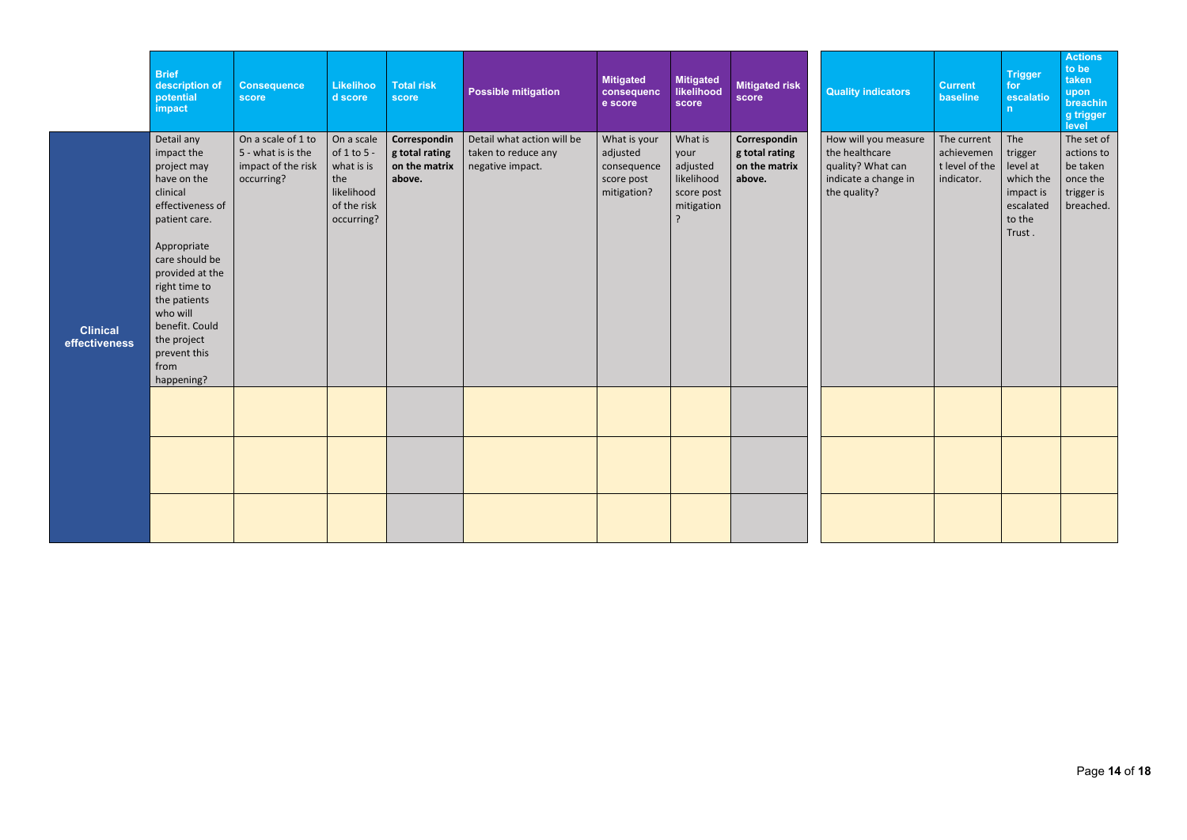| | Brief description of potential impact | Consequence score | Likelihood score | Total risk score | Possible mitigation | Mitigated consequence score | Mitigated likelihood score | Mitigated risk score | Quality indicators | Current baseline | Trigger for escalation | Actions to be taken upon breaching trigger level |
|---|---|---|---|---|---|---|---|---|---|---|---|---|
| **Clinical effectiveness** | Detail any impact the project may have on the clinical effectiveness of patient care.<br><br>Appropriate care should be provided at the right time to the patients who will benefit. Could the project prevent this from happening? | On a scale of 1 to 5 - what is is the impact of the risk occurring? | On a scale of 1 to 5 - what is is the likelihood of the risk occurring? | **Corresponding total rating on the matrix above.** | Detail what action will be taken to reduce any negative impact. | What is your adjusted consequence score post mitigation? | What is your adjusted likelihood score post mitigation? | **Corresponding total rating on the matrix above.** | How will you measure the healthcare quality? What can indicate a change in the quality? | The current achievement level of the indicator. | The trigger level at which the impact is escalated to the Trust . | The set of actions to be taken once the trigger is breached. |
| | | | | | | | | | | | | |
| | | | | | | | | | | | | |
| | | | | | | | | | | | | |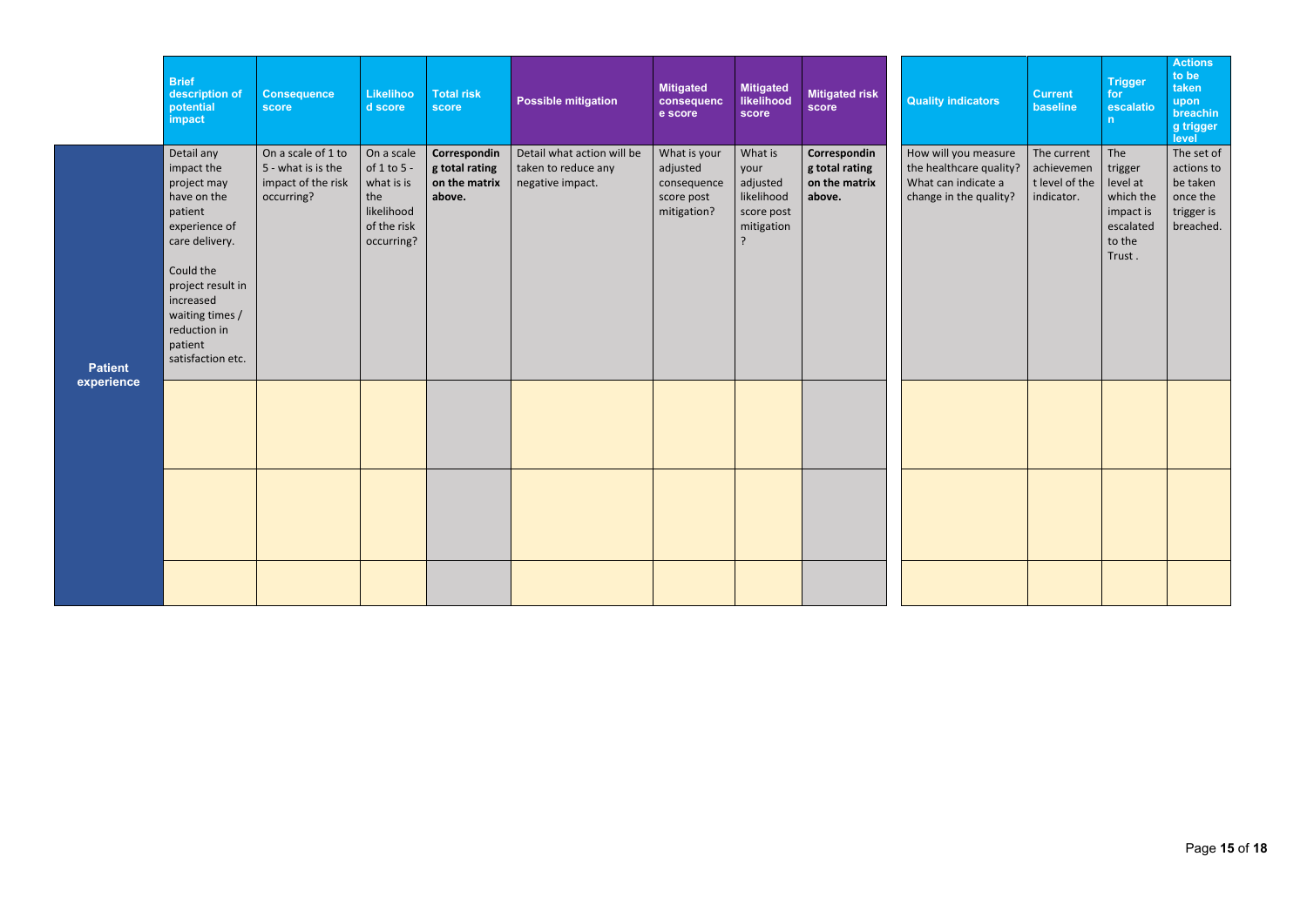| | Brief description of potential impact | Consequence score | Likelihood score | Total risk score | Possible mitigation | Mitigated consequence score | Mitigated likelihood score | Mitigated risk score | Quality indicators | Current baseline | Trigger for escalation | Actions to be taken upon breaching trigger level |
|---|---|---|---|---|---|---|---|---|---|---|---|---|
| Patient experience | Detail any impact the project may have on the patient experience of care delivery.<br><br>Could the project result in increased waiting times / reduction in patient satisfaction etc. | On a scale of 1 to 5 - what is is the impact of the risk occurring? | On a scale of 1 to 5 - what is is the likelihood of the risk occurring? | **Corresponding total rating on the matrix above.** | Detail what action will be taken to reduce any negative impact. | What is your adjusted consequence score post mitigation? | What is your adjusted likelihood score post mitigation ? | **Corresponding total rating on the matrix above.** | How will you measure the healthcare quality? What can indicate a change in the quality? | The current achievement level of the indicator. | The trigger level at which the impact is escalated to the Trust . | The set of actions to be taken once the trigger is breached. |
| | | | | | | | | | | | | |
| | | | | | | | | | | | | |
| | | | | | | | | | | | | |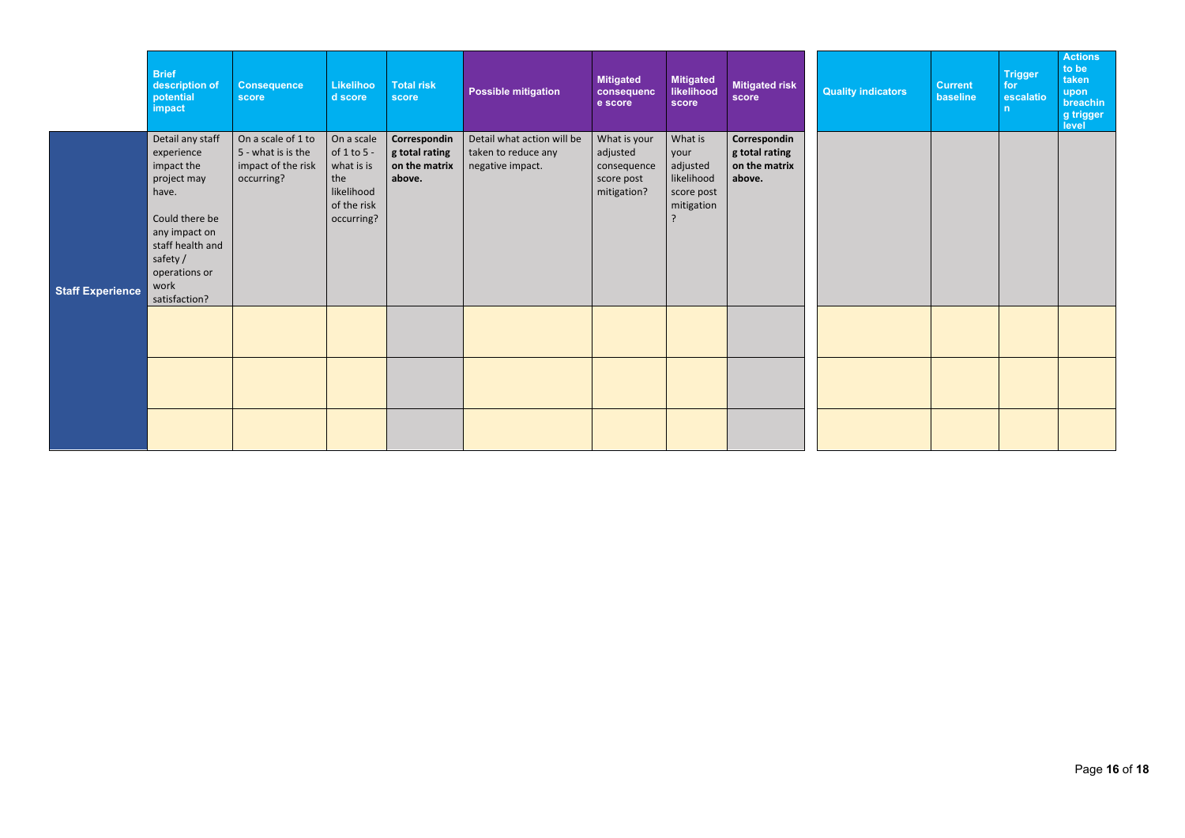| | Brief description of potential impact | Consequence score | Likelihood score | Total risk score | Possible mitigation | Mitigated consequence score | Mitigated likelihood score | Mitigated risk score | Quality indicators | Current baseline | Trigger for escalation | Actions to be taken upon breaching trigger level |
|---|---|---|---|---|---|---|---|---|---|---|---|---|
| **Staff Experience** | Detail any staff experience impact the project may have.<br><br>Could there be any impact on staff health and safety / operations or work satisfaction? | On a scale of 1 to 5 - what is is the impact of the risk occurring? | On a scale of 1 to 5 - what is is the likelihood of the risk occurring? | **Corresponding total rating on the matrix above.** | Detail what action will be taken to reduce any negative impact. | What is your adjusted consequence score post mitigation? | What is your adjusted likelihood score post mitigation? | **Corresponding total rating on the matrix above.** | | | | |
| | | | | | | | | | | | | |
| | | | | | | | | | | | | |
| | | | | | | | | | | | | |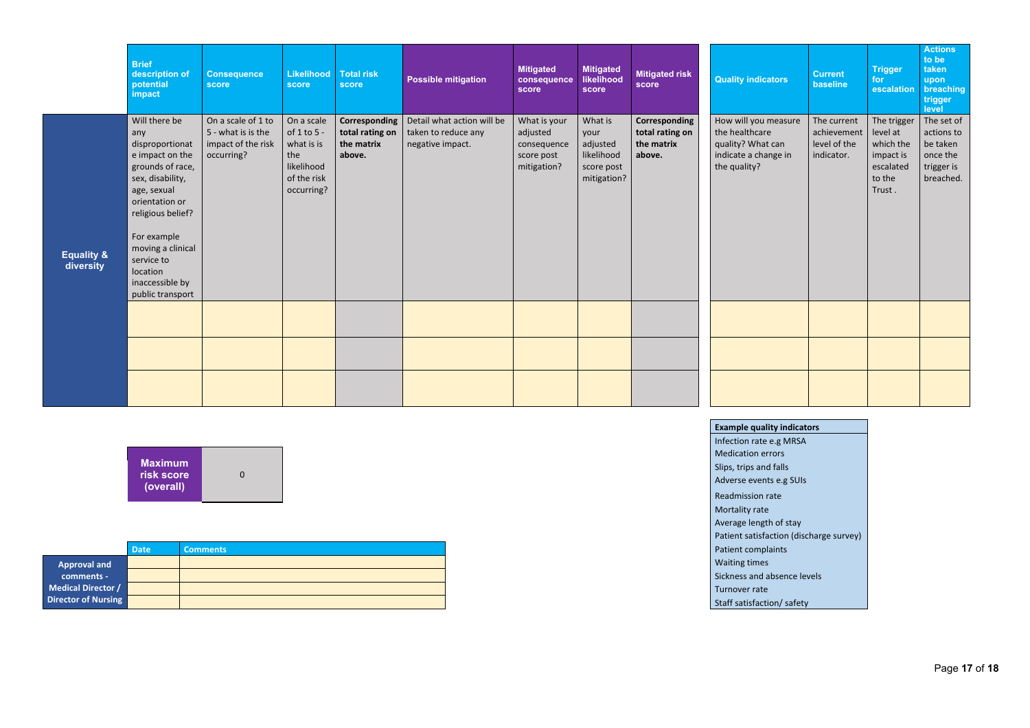| | Brief description of potential impact | Consequence score | Likelihood score | Total risk score | Possible mitigation | Mitigated consequence score | Mitigated likelihood score | Mitigated risk score | Quality indicators | Current baseline | Trigger for escalation | Actions to be taken upon breaching trigger level |
|---|---|---|---|---|---|---|---|---|---|---|---|---|
| **Equality & diversity** | Will there be any disproportionate impact on the grounds of race, sex, disability, age, sexual orientation or religious belief?<br><br>For example moving a clinical service to location inaccessible by public transport | On a scale of 1 to 5 - what is is the impact of the risk occurring? | On a scale of 1 to 5 - what is is the likelihood of the risk occurring? | **Corresponding total rating on the matrix above.** | Detail what action will be taken to reduce any negative impact. | What is your adjusted consequence score post mitigation? | What is your adjusted likelihood score post mitigation? | **Corresponding total rating on the matrix above.** | How will you measure the healthcare quality? What can indicate a change in the quality? | The current achievement level of the indicator. | The trigger level at which the impact is escalated to the Trust . | The set of actions to be taken once the trigger is breached. |
| | | | | | | | | | | | | |
| | | | | | | | | | | | | |
| | | | | | | | | | | | | |

| **Maximum risk score (overall)** | 0 |
|---|---|

| | Date | Comments |
|---|---|---|
| **Approval and comments - Medical Director / Director of Nursing** | | |
| | | |
| | | |
| | | |

| **Example quality indicators** |
|---|
| Infection rate e.g MRSA |
| Medication errors |
| Slips, trips and falls |
| Adverse events e.g SUIs |
| Readmission rate |
| Mortality rate |
| Average length of stay |
| Patient satisfaction (discharge survey) |
| Patient complaints |
| Waiting times |
| Sickness and absence levels |
| Turnover rate |
| Staff satisfaction/ safety |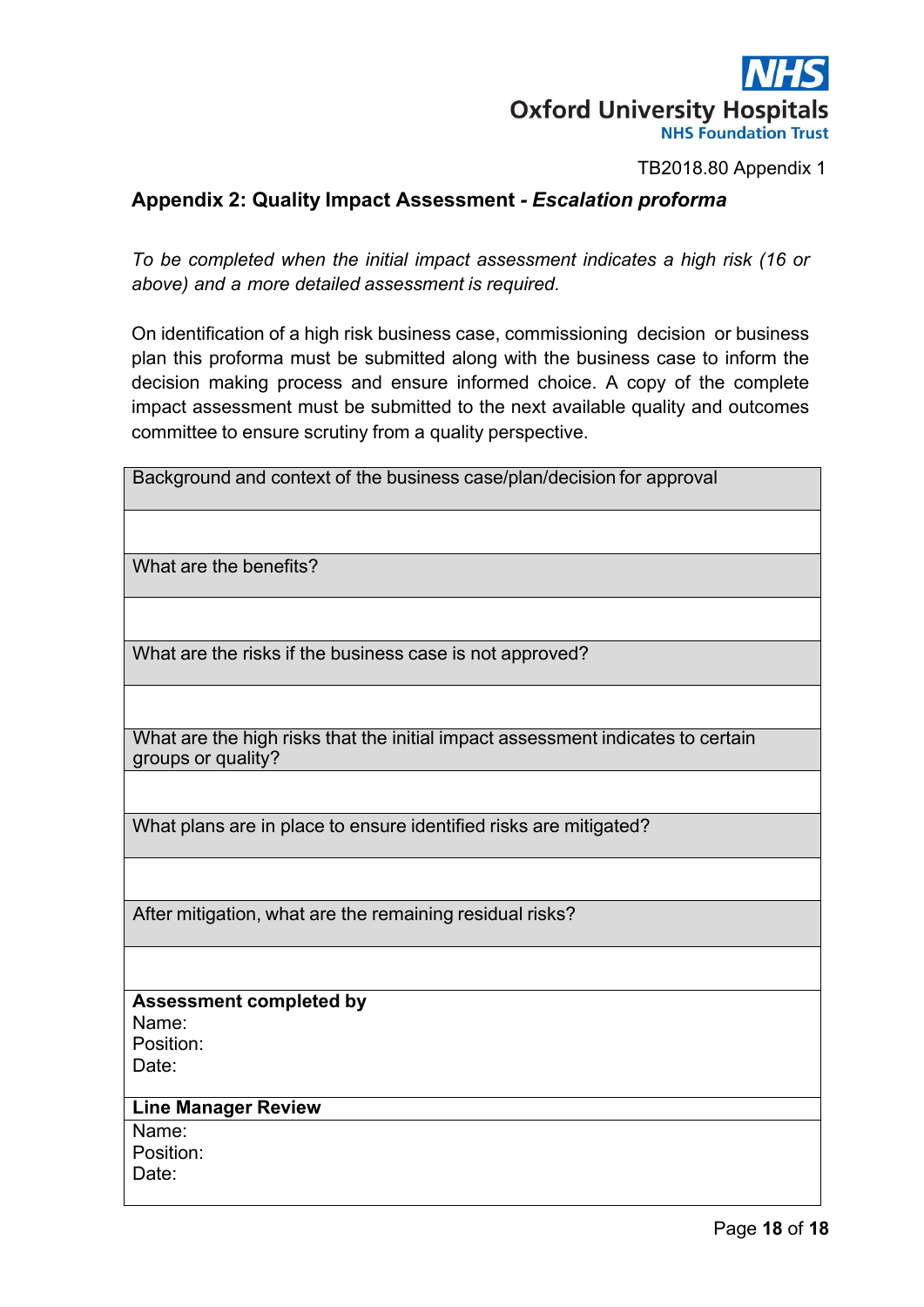TB2018.80 Appendix 1

## Appendix 2: Quality Impact Assessment - *Escalation proforma*

*To be completed when the initial impact assessment indicates a high risk (16 or above) and a more detailed assessment is required.*

On identification of a high risk business case, commissioning decision or business plan this proforma must be submitted along with the business case to inform the decision making process and ensure informed choice. A copy of the complete impact assessment must be submitted to the next available quality and outcomes committee to ensure scrutiny from a quality perspective.

| |
|---|
| Background and context of the business case/plan/decision for approval |
| |
| What are the benefits? |
| |
| What are the risks if the business case is not approved? |
| |
| What are the high risks that the initial impact assessment indicates to certain groups or quality? |
| |
| What plans are in place to ensure identified risks are mitigated? |
| |
| After mitigation, what are the remaining residual risks? |
| |
| **Assessment completed by**<br>Name:<br>Position:<br>Date: |
| **Line Manager Review** |
| Name:<br>Position:<br>Date: |